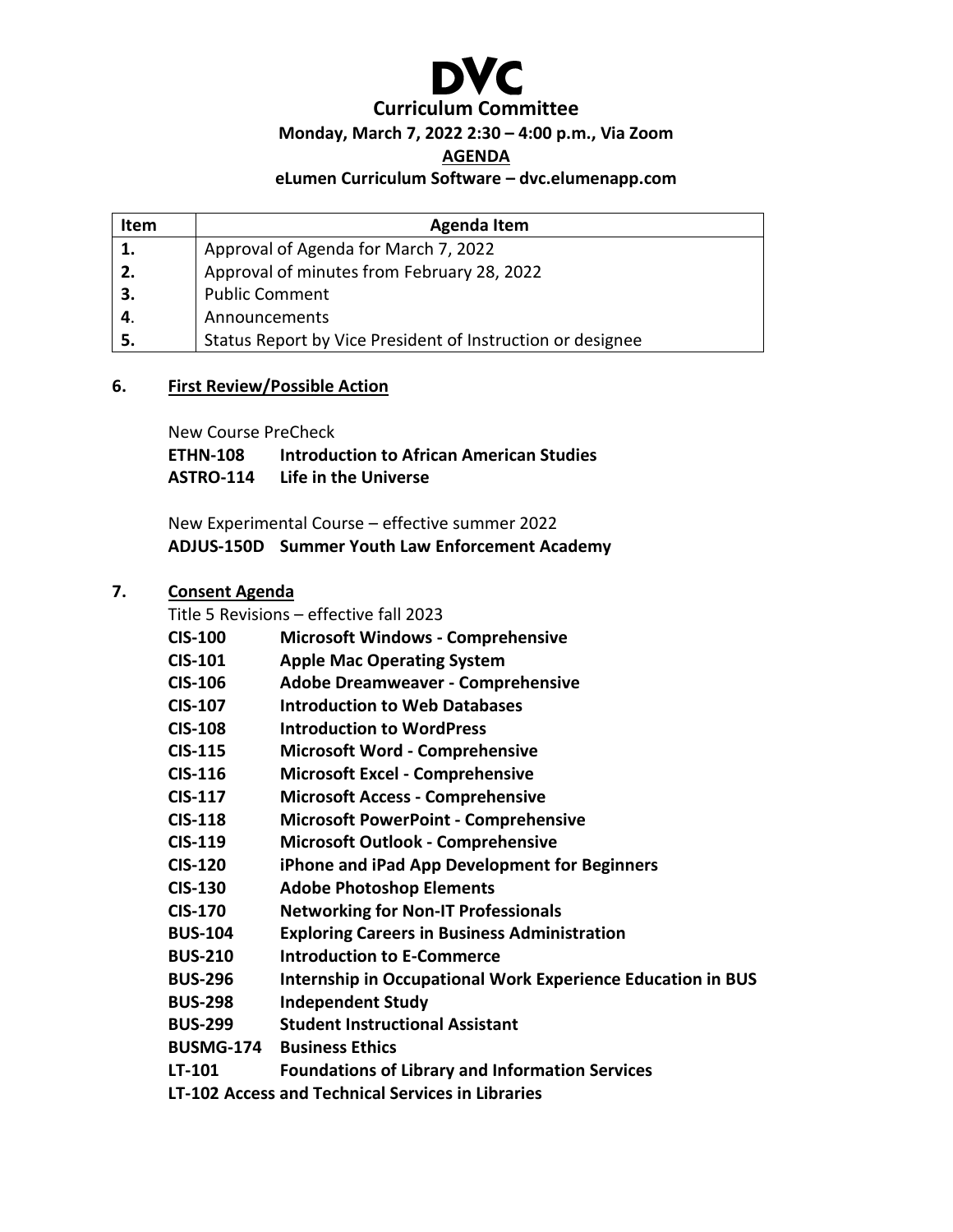# DVC

## Curriculum Committee

**Monday, March 7, 2022 2:30 – 4:00 p.m., Via Zoom**

**AGENDA**

**eLumen Curriculum Software – dvc.elumenapp.com**

| Item | Agenda Item |
|---|---|
| 1. | Approval of Agenda for March 7, 2022 |
| 2. | Approval of minutes from February 28, 2022 |
| 3. | Public Comment |
| 4. | Announcements |
| 5. | Status Report by Vice President of Instruction or designee |

**6. First Review/Possible Action**

New Course PreCheck

**ETHN-108 Introduction to African American Studies**
**ASTRO-114 Life in the Universe**

New Experimental Course – effective summer 2022

**ADJUS-150D Summer Youth Law Enforcement Academy**

**7. Consent Agenda**

Title 5 Revisions – effective fall 2023

**CIS-100 Microsoft Windows - Comprehensive**
**CIS-101 Apple Mac Operating System**
**CIS-106 Adobe Dreamweaver - Comprehensive**
**CIS-107 Introduction to Web Databases**
**CIS-108 Introduction to WordPress**
**CIS-115 Microsoft Word - Comprehensive**
**CIS-116 Microsoft Excel - Comprehensive**
**CIS-117 Microsoft Access - Comprehensive**
**CIS-118 Microsoft PowerPoint - Comprehensive**
**CIS-119 Microsoft Outlook - Comprehensive**
**CIS-120 iPhone and iPad App Development for Beginners**
**CIS-130 Adobe Photoshop Elements**
**CIS-170 Networking for Non-IT Professionals**
**BUS-104 Exploring Careers in Business Administration**
**BUS-210 Introduction to E-Commerce**
**BUS-296 Internship in Occupational Work Experience Education in BUS**
**BUS-298 Independent Study**
**BUS-299 Student Instructional Assistant**
**BUSMG-174 Business Ethics**
**LT-101 Foundations of Library and Information Services**
**LT-102 Access and Technical Services in Libraries**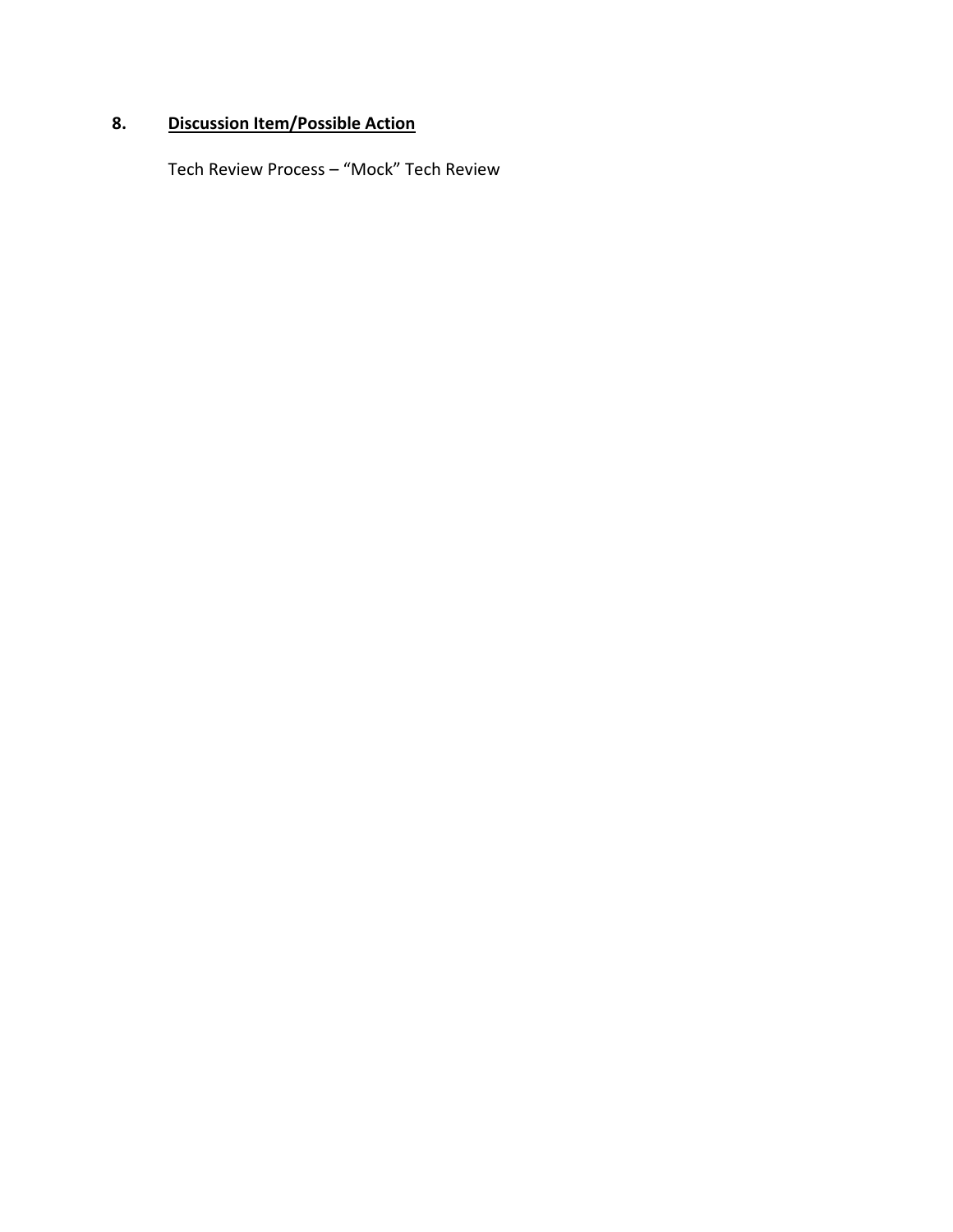**8. Discussion Item/Possible Action**

Tech Review Process – “Mock” Tech Review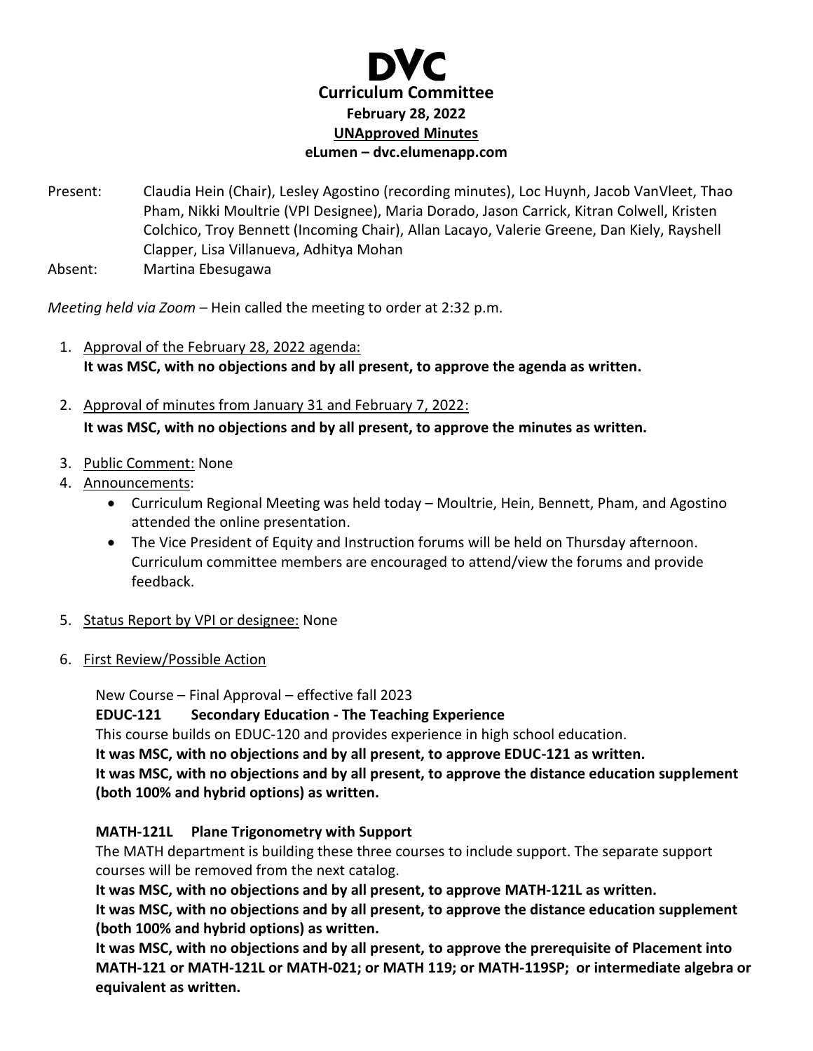# DVC

## Curriculum Committee

**February 28, 2022**

**UNApproved Minutes**

**eLumen – dvc.elumenapp.com**

Present: Claudia Hein (Chair), Lesley Agostino (recording minutes), Loc Huynh, Jacob VanVleet, Thao Pham, Nikki Moultrie (VPI Designee), Maria Dorado, Jason Carrick, Kitran Colwell, Kristen Colchico, Troy Bennett (Incoming Chair), Allan Lacayo, Valerie Greene, Dan Kiely, Rayshell Clapper, Lisa Villanueva, Adhitya Mohan

Absent: Martina Ebesugawa

*Meeting held via Zoom* – Hein called the meeting to order at 2:32 p.m.

1. Approval of the February 28, 2022 agenda:
   **It was MSC, with no objections and by all present, to approve the agenda as written.**

2. Approval of minutes from January 31 and February 7, 2022:
   **It was MSC, with no objections and by all present, to approve the minutes as written.**

3. Public Comment: None

4. Announcements:
   - Curriculum Regional Meeting was held today – Moultrie, Hein, Bennett, Pham, and Agostino attended the online presentation.
   - The Vice President of Equity and Instruction forums will be held on Thursday afternoon. Curriculum committee members are encouraged to attend/view the forums and provide feedback.

5. Status Report by VPI or designee: None

6. First Review/Possible Action

   New Course – Final Approval – effective fall 2023

   **EDUC-121 Secondary Education - The Teaching Experience**

   This course builds on EDUC-120 and provides experience in high school education.

   **It was MSC, with no objections and by all present, to approve EDUC-121 as written.**

   **It was MSC, with no objections and by all present, to approve the distance education supplement (both 100% and hybrid options) as written.**

   **MATH-121L Plane Trigonometry with Support**

   The MATH department is building these three courses to include support. The separate support courses will be removed from the next catalog.

   **It was MSC, with no objections and by all present, to approve MATH-121L as written.**

   **It was MSC, with no objections and by all present, to approve the distance education supplement (both 100% and hybrid options) as written.**

   **It was MSC, with no objections and by all present, to approve the prerequisite of Placement into MATH-121 or MATH-121L or MATH-021; or MATH 119; or MATH-119SP; or intermediate algebra or equivalent as written.**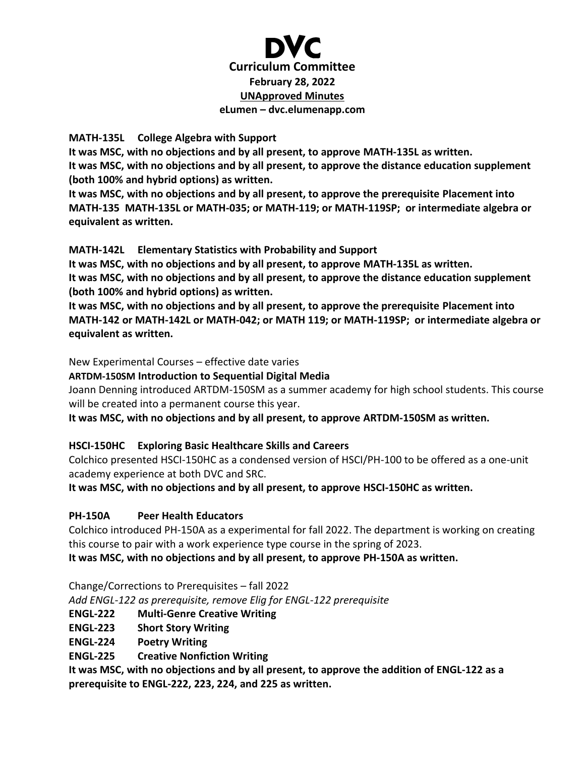# DVC

## Curriculum Committee

**February 28, 2022**

**UNApproved Minutes**

**eLumen – dvc.elumenapp.com**

**MATH-135L College Algebra with Support**

**It was MSC, with no objections and by all present, to approve MATH-135L as written.**

**It was MSC, with no objections and by all present, to approve the distance education supplement (both 100% and hybrid options) as written.**

**It was MSC, with no objections and by all present, to approve the prerequisite Placement into MATH-135 MATH-135L or MATH-035; or MATH-119; or MATH-119SP; or intermediate algebra or equivalent as written.**

**MATH-142L Elementary Statistics with Probability and Support**

**It was MSC, with no objections and by all present, to approve MATH-135L as written.**

**It was MSC, with no objections and by all present, to approve the distance education supplement (both 100% and hybrid options) as written.**

**It was MSC, with no objections and by all present, to approve the prerequisite Placement into MATH-142 or MATH-142L or MATH-042; or MATH 119; or MATH-119SP; or intermediate algebra or equivalent as written.**

New Experimental Courses – effective date varies

**ARTDM-150SM Introduction to Sequential Digital Media**

Joann Denning introduced ARTDM-150SM as a summer academy for high school students. This course will be created into a permanent course this year.

**It was MSC, with no objections and by all present, to approve ARTDM-150SM as written.**

**HSCI-150HC Exploring Basic Healthcare Skills and Careers**

Colchico presented HSCI-150HC as a condensed version of HSCI/PH-100 to be offered as a one-unit academy experience at both DVC and SRC.

**It was MSC, with no objections and by all present, to approve HSCI-150HC as written.**

**PH-150A Peer Health Educators**

Colchico introduced PH-150A as a experimental for fall 2022. The department is working on creating this course to pair with a work experience type course in the spring of 2023.

**It was MSC, with no objections and by all present, to approve PH-150A as written.**

Change/Corrections to Prerequisites – fall 2022

*Add ENGL-122 as prerequisite, remove Elig for ENGL-122 prerequisite*

**ENGL-222 Multi-Genre Creative Writing**

**ENGL-223 Short Story Writing**

**ENGL-224 Poetry Writing**

**ENGL-225 Creative Nonfiction Writing**

**It was MSC, with no objections and by all present, to approve the addition of ENGL-122 as a prerequisite to ENGL-222, 223, 224, and 225 as written.**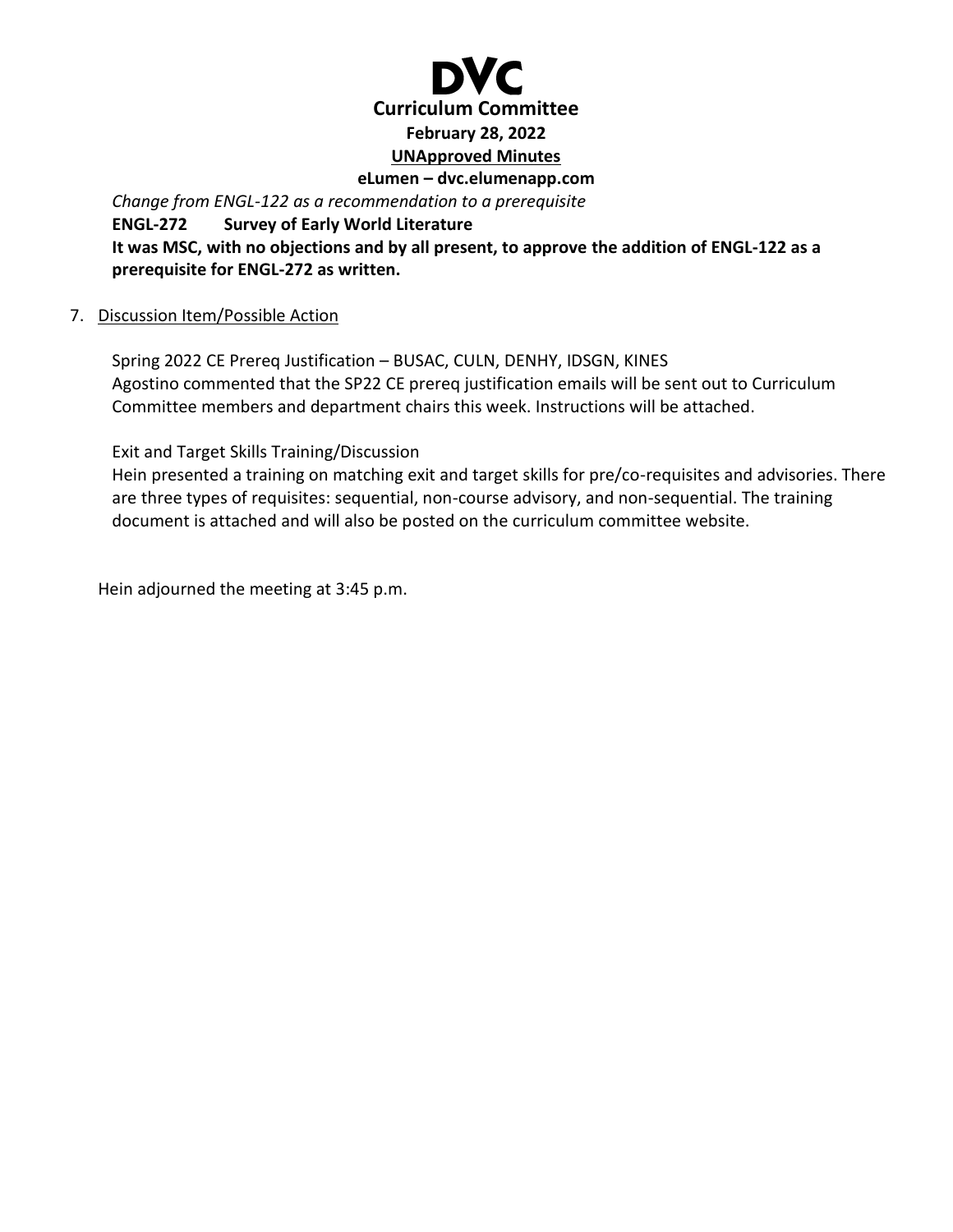*Change from ENGL-122 as a recommendation to a prerequisite*

**ENGL-272 Survey of Early World Literature**

**It was MSC, with no objections and by all present, to approve the addition of ENGL-122 as a prerequisite for ENGL-272 as written.**

7. Discussion Item/Possible Action

   Spring 2022 CE Prereq Justification – BUSAC, CULN, DENHY, IDSGN, KINES
   Agostino commented that the SP22 CE prereq justification emails will be sent out to Curriculum Committee members and department chairs this week. Instructions will be attached.

   Exit and Target Skills Training/Discussion
   Hein presented a training on matching exit and target skills for pre/co-requisites and advisories. There are three types of requisites: sequential, non-course advisory, and non-sequential. The training document is attached and will also be posted on the curriculum committee website.

Hein adjourned the meeting at 3:45 p.m.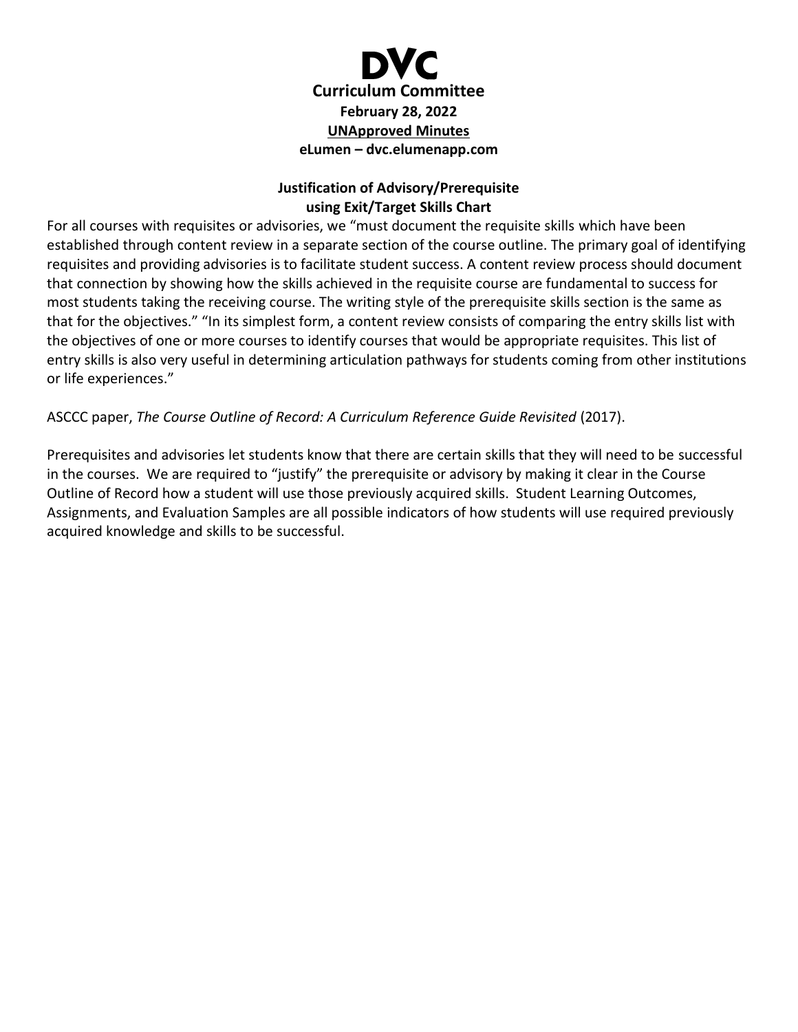# DVC
**Curriculum Committee**
**February 28, 2022**
**UNApproved Minutes**
**eLumen – dvc.elumenapp.com**

## Justification of Advisory/Prerequisite using Exit/Target Skills Chart

For all courses with requisites or advisories, we "must document the requisite skills which have been established through content review in a separate section of the course outline. The primary goal of identifying requisites and providing advisories is to facilitate student success. A content review process should document that connection by showing how the skills achieved in the requisite course are fundamental to success for most students taking the receiving course. The writing style of the prerequisite skills section is the same as that for the objectives." "In its simplest form, a content review consists of comparing the entry skills list with the objectives of one or more courses to identify courses that would be appropriate requisites. This list of entry skills is also very useful in determining articulation pathways for students coming from other institutions or life experiences."

ASCCC paper, *The Course Outline of Record: A Curriculum Reference Guide Revisited* (2017).

Prerequisites and advisories let students know that there are certain skills that they will need to be successful in the courses. We are required to "justify" the prerequisite or advisory by making it clear in the Course Outline of Record how a student will use those previously acquired skills. Student Learning Outcomes, Assignments, and Evaluation Samples are all possible indicators of how students will use required previously acquired knowledge and skills to be successful.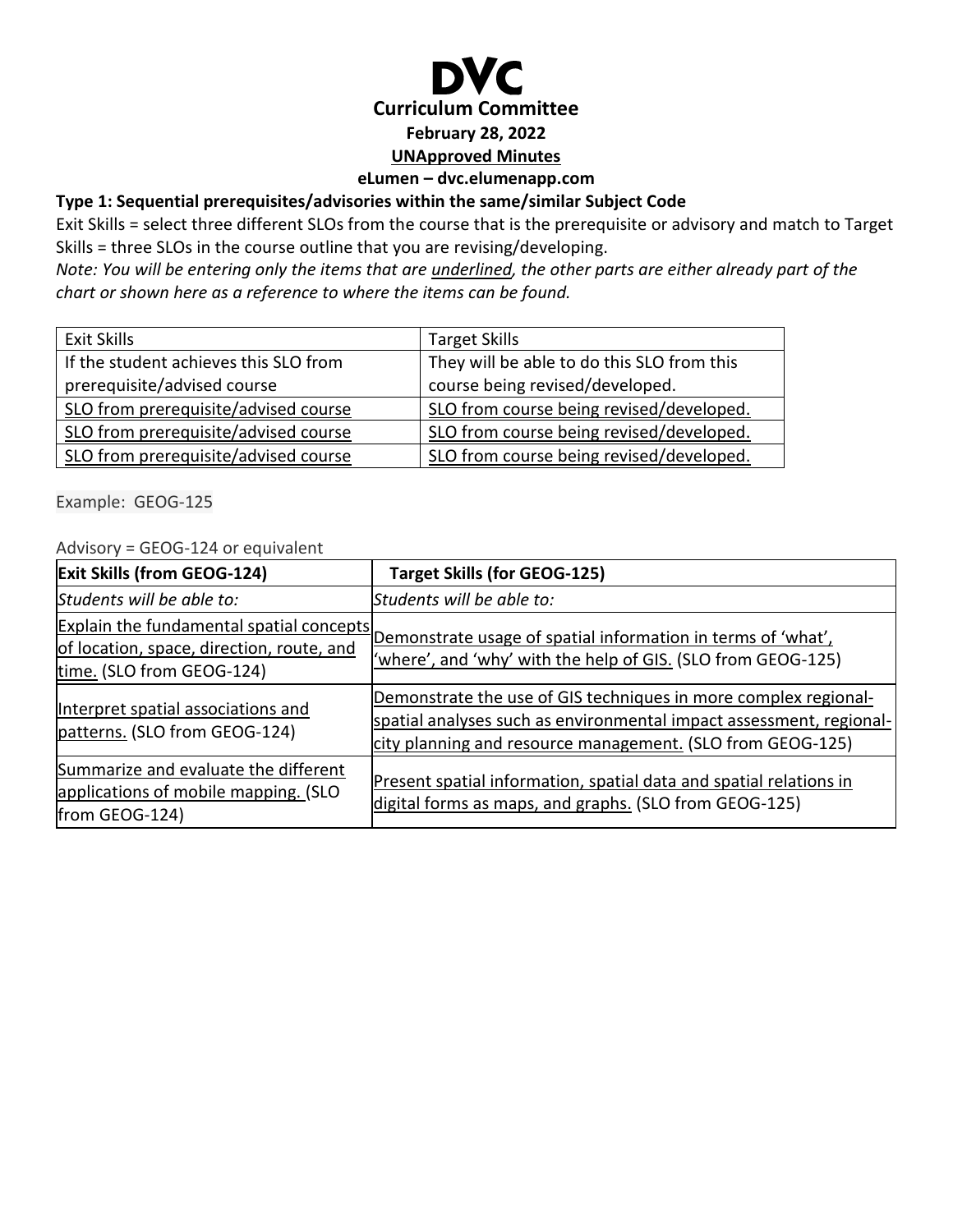# DVC

**Curriculum Committee**

**February 28, 2022**

**UNApproved Minutes**

**eLumen – dvc.elumenapp.com**

**Type 1: Sequential prerequisites/advisories within the same/similar Subject Code**

Exit Skills = select three different SLOs from the course that is the prerequisite or advisory and match to Target Skills = three SLOs in the course outline that you are revising/developing.

*Note: You will be entering only the items that are underlined, the other parts are either already part of the chart or shown here as a reference to where the items can be found.*

| Exit Skills | Target Skills |
|---|---|
| If the student achieves this SLO from prerequisite/advised course | They will be able to do this SLO from this course being revised/developed. |
| SLO from prerequisite/advised course | SLO from course being revised/developed. |
| SLO from prerequisite/advised course | SLO from course being revised/developed. |
| SLO from prerequisite/advised course | SLO from course being revised/developed. |

Example: GEOG-125

Advisory = GEOG-124 or equivalent

| **Exit Skills (from GEOG-124)** | **Target Skills (for GEOG-125)** |
|---|---|
| *Students will be able to:* | *Students will be able to:* |
| Explain the fundamental spatial concepts of location, space, direction, route, and time. (SLO from GEOG-124) | Demonstrate usage of spatial information in terms of 'what', 'where', and 'why' with the help of GIS. (SLO from GEOG-125) |
| Interpret spatial associations and patterns. (SLO from GEOG-124) | Demonstrate the use of GIS techniques in more complex regional-spatial analyses such as environmental impact assessment, regional-city planning and resource management. (SLO from GEOG-125) |
| Summarize and evaluate the different applications of mobile mapping. (SLO from GEOG-124) | Present spatial information, spatial data and spatial relations in digital forms as maps, and graphs. (SLO from GEOG-125) |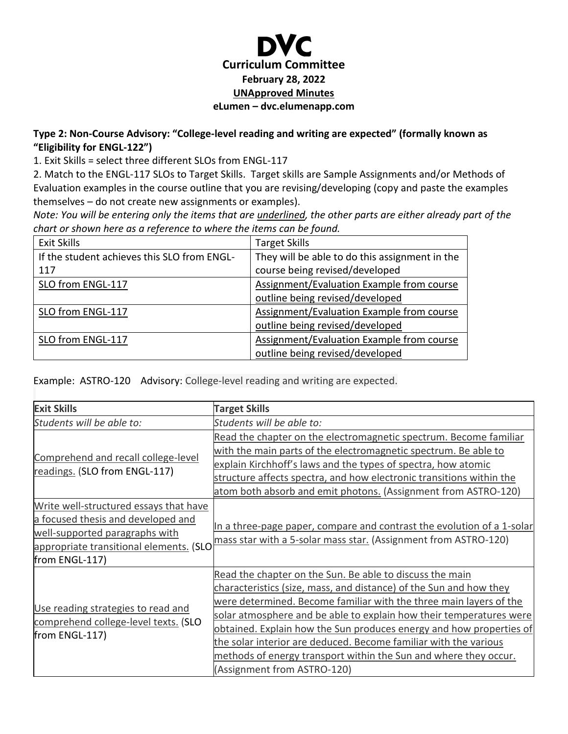# DVC

**Curriculum Committee**
**February 28, 2022**
**UNApproved Minutes**
**eLumen – dvc.elumenapp.com**

**Type 2: Non-Course Advisory: "College-level reading and writing are expected" (formally known as "Eligibility for ENGL-122")**

1. Exit Skills = select three different SLOs from ENGL-117
2. Match to the ENGL-117 SLOs to Target Skills. Target skills are Sample Assignments and/or Methods of Evaluation examples in the course outline that you are revising/developing (copy and paste the examples themselves – do not create new assignments or examples).

*Note: You will be entering only the items that are underlined, the other parts are either already part of the chart or shown here as a reference to where the items can be found.*

| Exit Skills | Target Skills |
|---|---|
| If the student achieves this SLO from ENGL-117 | They will be able to do this assignment in the course being revised/developed |
| <u>SLO from ENGL-117</u> | <u>Assignment/Evaluation Example from course outline being revised/developed</u> |
| <u>SLO from ENGL-117</u> | <u>Assignment/Evaluation Example from course outline being revised/developed</u> |
| <u>SLO from ENGL-117</u> | <u>Assignment/Evaluation Example from course outline being revised/developed</u> |

Example: ASTRO-120 Advisory: College-level reading and writing are expected.

| **Exit Skills** | **Target Skills** |
|---|---|
| *Students will be able to:* | *Students will be able to:* |
| <u>Comprehend and recall college-level readings.</u> (SLO from ENGL-117) | <u>Read the chapter on the electromagnetic spectrum. Become familiar with the main parts of the electromagnetic spectrum. Be able to explain Kirchhoff's laws and the types of spectra, how atomic structure affects spectra, and how electronic transitions within the atom both absorb and emit photons.</u> (Assignment from ASTRO-120) |
| <u>Write well-structured essays that have a focused thesis and developed and well-supported paragraphs with appropriate transitional elements.</u> (SLO from ENGL-117) | <u>In a three-page paper, compare and contrast the evolution of a 1-solar mass star with a 5-solar mass star.</u> (Assignment from ASTRO-120) |
| <u>Use reading strategies to read and comprehend college-level texts.</u> (SLO from ENGL-117) | <u>Read the chapter on the Sun. Be able to discuss the main characteristics (size, mass, and distance) of the Sun and how they were determined. Become familiar with the three main layers of the solar atmosphere and be able to explain how their temperatures were obtained. Explain how the Sun produces energy and how properties of the solar interior are deduced. Become familiar with the various methods of energy transport within the Sun and where they occur.</u> (Assignment from ASTRO-120) |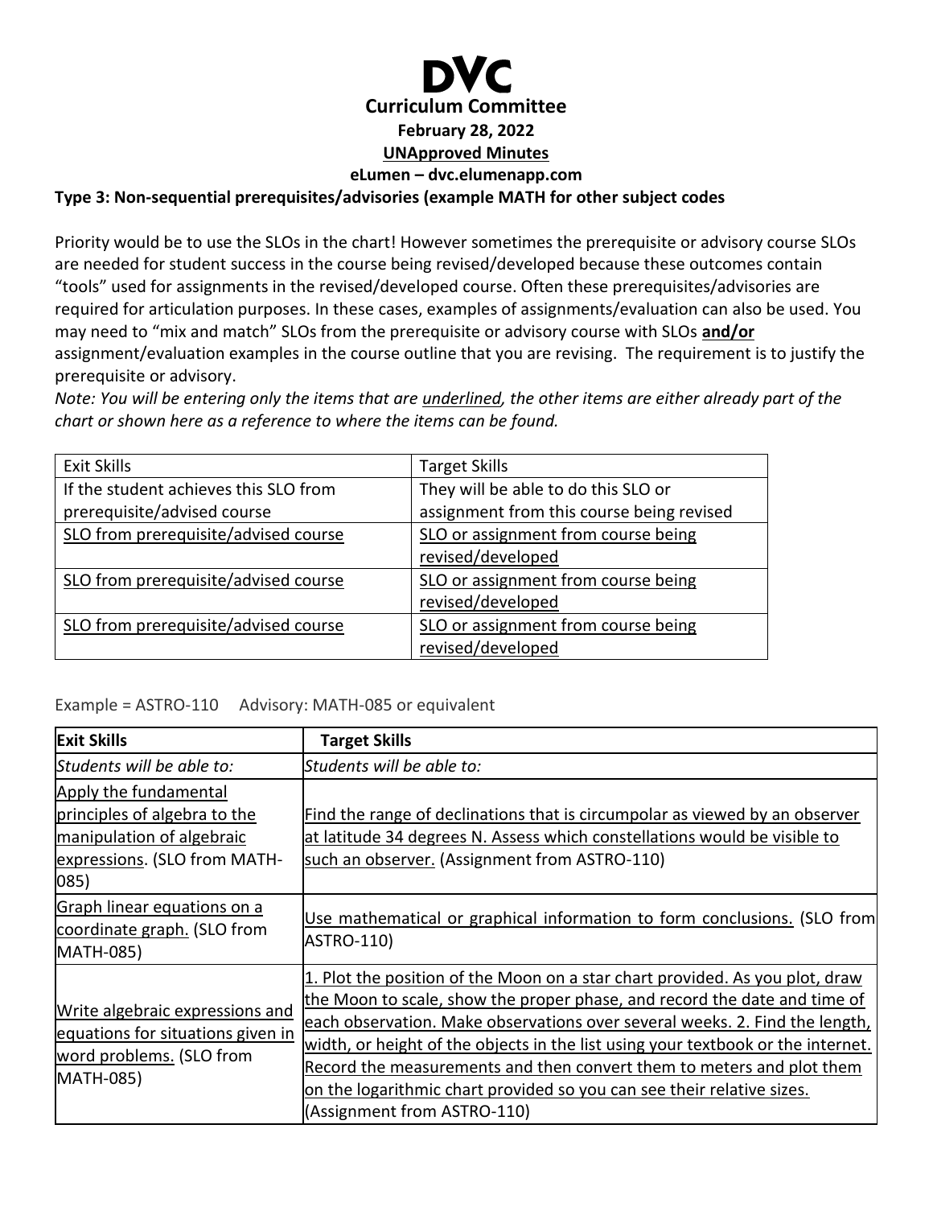# DVC

**Curriculum Committee**

**February 28, 2022**

**UNApproved Minutes**

**eLumen – dvc.elumenapp.com**

**Type 3: Non-sequential prerequisites/advisories (example MATH for other subject codes**

Priority would be to use the SLOs in the chart! However sometimes the prerequisite or advisory course SLOs are needed for student success in the course being revised/developed because these outcomes contain "tools" used for assignments in the revised/developed course. Often these prerequisites/advisories are required for articulation purposes. In these cases, examples of assignments/evaluation can also be used. You may need to "mix and match" SLOs from the prerequisite or advisory course with SLOs **and/or** assignment/evaluation examples in the course outline that you are revising. The requirement is to justify the prerequisite or advisory.

*Note: You will be entering only the items that are underlined, the other items are either already part of the chart or shown here as a reference to where the items can be found.*

| Exit Skills | Target Skills |
|---|---|
| If the student achieves this SLO from prerequisite/advised course | They will be able to do this SLO or assignment from this course being revised |
| SLO from prerequisite/advised course | SLO or assignment from course being revised/developed |
| SLO from prerequisite/advised course | SLO or assignment from course being revised/developed |
| SLO from prerequisite/advised course | SLO or assignment from course being revised/developed |

Example = ASTRO-110 Advisory: MATH-085 or equivalent

| **Exit Skills** | **Target Skills** |
|---|---|
| *Students will be able to:* | *Students will be able to:* |
| Apply the fundamental principles of algebra to the manipulation of algebraic expressions. (SLO from MATH-085) | Find the range of declinations that is circumpolar as viewed by an observer at latitude 34 degrees N. Assess which constellations would be visible to such an observer. (Assignment from ASTRO-110) |
| Graph linear equations on a coordinate graph. (SLO from MATH-085) | Use mathematical or graphical information to form conclusions. (SLO from ASTRO-110) |
| Write algebraic expressions and equations for situations given in word problems. (SLO from MATH-085) | 1. Plot the position of the Moon on a star chart provided. As you plot, draw the Moon to scale, show the proper phase, and record the date and time of each observation. Make observations over several weeks. 2. Find the length, width, or height of the objects in the list using your textbook or the internet. Record the measurements and then convert them to meters and plot them on the logarithmic chart provided so you can see their relative sizes. (Assignment from ASTRO-110) |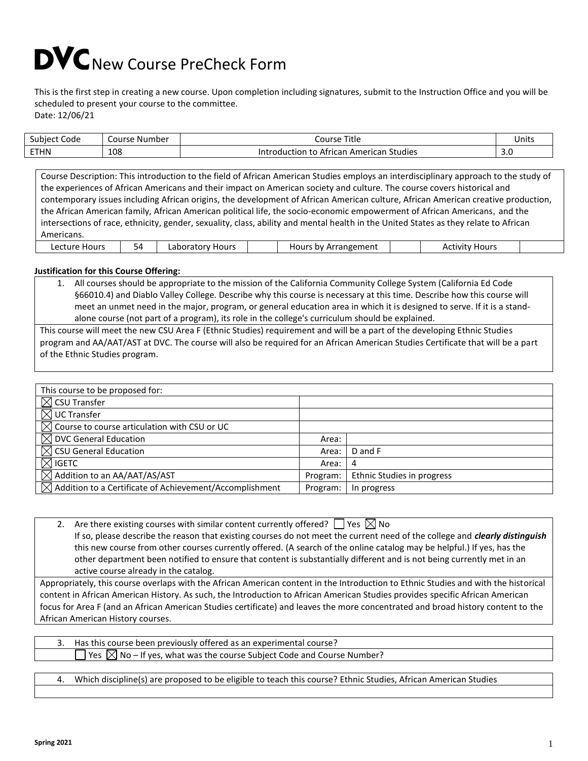# DVC New Course PreCheck Form

This is the first step in creating a new course. Upon completion including signatures, submit to the Instruction Office and you will be scheduled to present your course to the committee.
Date: 12/06/21

| Subject Code | Course Number | Course Title | Units |
|---|---|---|---|
| ETHN | 108 | Introduction to African American Studies | 3.0 |

Course Description: This introduction to the field of African American Studies employs an interdisciplinary approach to the study of the experiences of African Americans and their impact on American society and culture. The course covers historical and contemporary issues including African origins, the development of African American culture, African American creative production, the African American family, African American political life, the socio-economic empowerment of African Americans, and the intersections of race, ethnicity, gender, sexuality, class, ability and mental health in the United States as they relate to African Americans.

| Lecture Hours | 54 | Laboratory Hours | | Hours by Arrangement | | Activity Hours | |
|---|---|---|---|---|---|---|---|

**Justification for this Course Offering:**

1. All courses should be appropriate to the mission of the California Community College System (California Ed Code §66010.4) and Diablo Valley College. Describe why this course is necessary at this time. Describe how this course will meet an unmet need in the major, program, or general education area in which it is designed to serve. If it is a stand-alone course (not part of a program), its role in the college's curriculum should be explained.

This course will meet the new CSU Area F (Ethnic Studies) requirement and will be a part of the developing Ethnic Studies program and AA/AAT/AST at DVC. The course will also be required for an African American Studies Certificate that will be a part of the Ethnic Studies program.

| This course to be proposed for: | | |
|---|---|---|
| ☒ CSU Transfer | | |
| ☒ UC Transfer | | |
| ☒ Course to course articulation with CSU or UC | | |
| ☒ DVC General Education | Area: | |
| ☒ CSU General Education | Area: | D and F |
| ☒ IGETC | Area: | 4 |
| ☒ Addition to an AA/AAT/AS/AST | Program: | Ethnic Studies in progress |
| ☒ Addition to a Certificate of Achievement/Accomplishment | Program: | In progress |

2. Are there existing courses with similar content currently offered? ☐ Yes ☒ No
   If so, please describe the reason that existing courses do not meet the current need of the college and ***clearly distinguish*** this new course from other courses currently offered. (A search of the online catalog may be helpful.) If yes, has the other department been notified to ensure that content is substantially different and is not being currently met in an active course already in the catalog.

Appropriately, this course overlaps with the African American content in the Introduction to Ethnic Studies and with the historical content in African American History. As such, the Introduction to African American Studies provides specific African American focus for Area F (and an African American Studies certificate) and leaves the more concentrated and broad history content to the African American History courses.

3. Has this course been previously offered as an experimental course?
   ☐ Yes ☒ No – If yes, what was the course Subject Code and Course Number?

4. Which discipline(s) are proposed to be eligible to teach this course? Ethnic Studies, African American Studies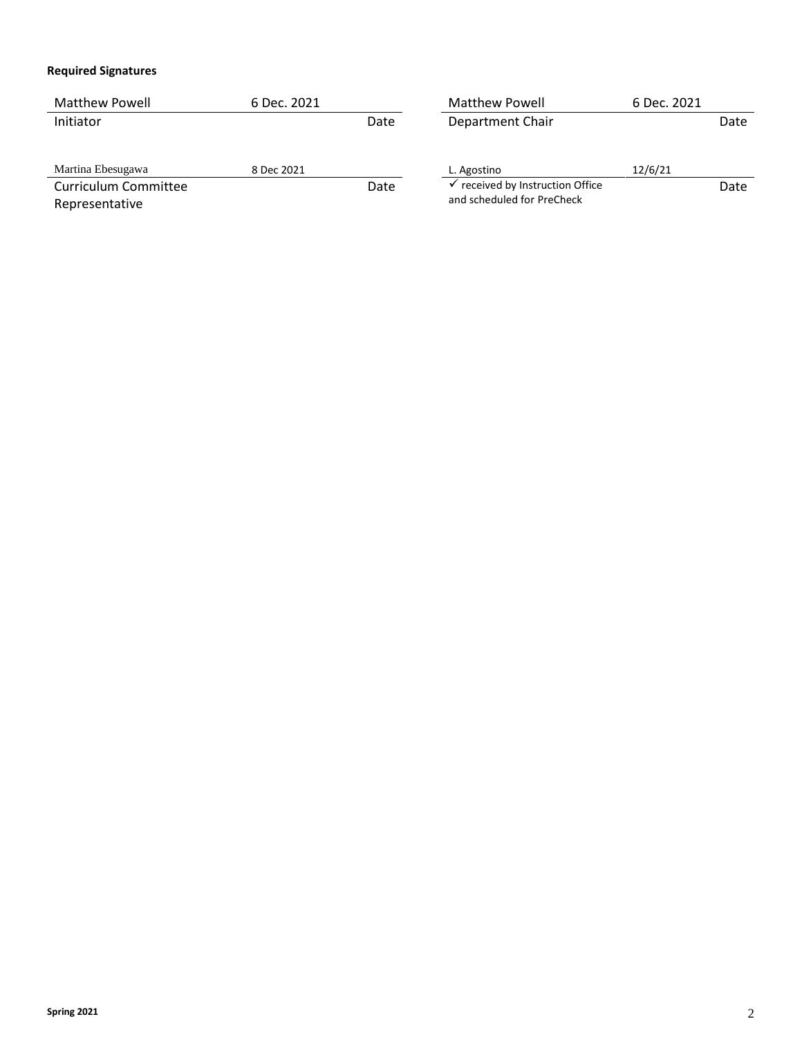**Required Signatures**

| Name | Date | Name | Date |
|---|---|---|---|
| Matthew Powell | 6 Dec. 2021 | Matthew Powell | 6 Dec. 2021 |
| Initiator | Date | Department Chair | Date |
| Martina Ebesugawa | 8 Dec 2021 | L. Agostino | 12/6/21 |
| Curriculum Committee Representative | Date | ✓ received by Instruction Office and scheduled for PreCheck | Date |

**Spring 2021**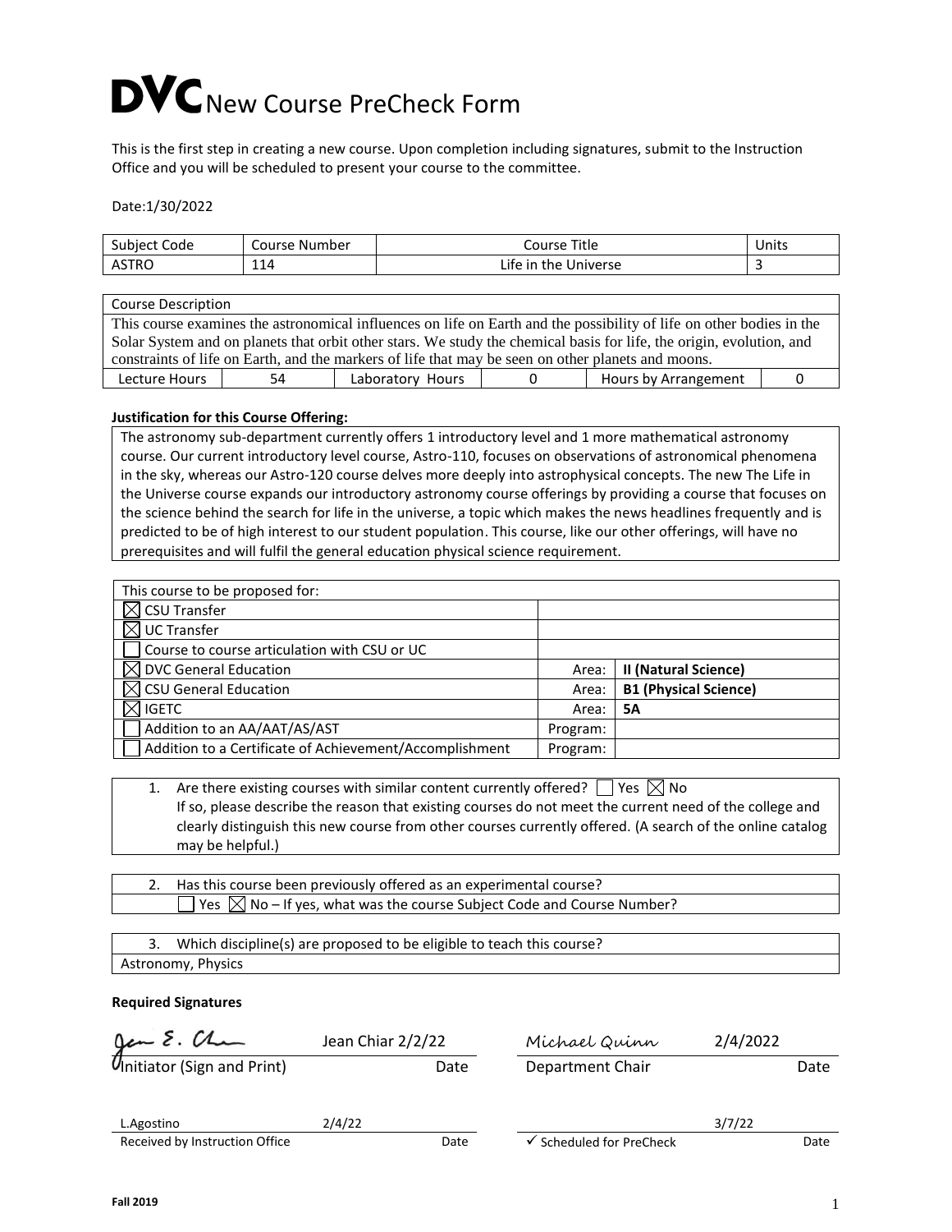# DVC New Course PreCheck Form

This is the first step in creating a new course. Upon completion including signatures, submit to the Instruction Office and you will be scheduled to present your course to the committee.

Date:1/30/2022

| Subject Code | Course Number | Course Title | Units |
|---|---|---|---|
| ASTRO | 114 | Life in the Universe | 3 |

| Course Description | | | | | |
|---|---|---|---|---|---|
| This course examines the astronomical influences on life on Earth and the possibility of life on other bodies in the Solar System and on planets that orbit other stars. We study the chemical basis for life, the origin, evolution, and constraints of life on Earth, and the markers of life that may be seen on other planets and moons. | | | | | |
| Lecture Hours | 54 | Laboratory Hours | 0 | Hours by Arrangement | 0 |

**Justification for this Course Offering:**

The astronomy sub-department currently offers 1 introductory level and 1 more mathematical astronomy course. Our current introductory level course, Astro-110, focuses on observations of astronomical phenomena in the sky, whereas our Astro-120 course delves more deeply into astrophysical concepts. The new The Life in the Universe course expands our introductory astronomy course offerings by providing a course that focuses on the science behind the search for life in the universe, a topic which makes the news headlines frequently and is predicted to be of high interest to our student population. This course, like our other offerings, will have no prerequisites and will fulfil the general education physical science requirement.

| This course to be proposed for: | | |
|---|---|---|
| ☒ CSU Transfer | | |
| ☒ UC Transfer | | |
| ☐ Course to course articulation with CSU or UC | | |
| ☒ DVC General Education | Area: | **II (Natural Science)** |
| ☒ CSU General Education | Area: | **B1 (Physical Science)** |
| ☒ IGETC | Area: | **5A** |
| ☐ Addition to an AA/AAT/AS/AST | Program: | |
| ☐ Addition to a Certificate of Achievement/Accomplishment | Program: | |

1. Are there existing courses with similar content currently offered? ☐ Yes ☒ No
   If so, please describe the reason that existing courses do not meet the current need of the college and clearly distinguish this new course from other courses currently offered. (A search of the online catalog may be helpful.)

2. Has this course been previously offered as an experimental course?
   ☐ Yes ☒ No – If yes, what was the course Subject Code and Course Number?

3. Which discipline(s) are proposed to be eligible to teach this course?

Astronomy, Physics

**Required Signatures**

| Jean E. Chiar (signature) Jean Chiar 2/2/22 | | Michael Quinn | 2/4/2022 |
|---|---|---|---|
| Initiator (Sign and Print) | Date | Department Chair | Date |
| L.Agostino | 2/4/22 | | 3/7/22 |
| Received by Instruction Office | Date | ✓ Scheduled for PreCheck | Date |

Fall 2019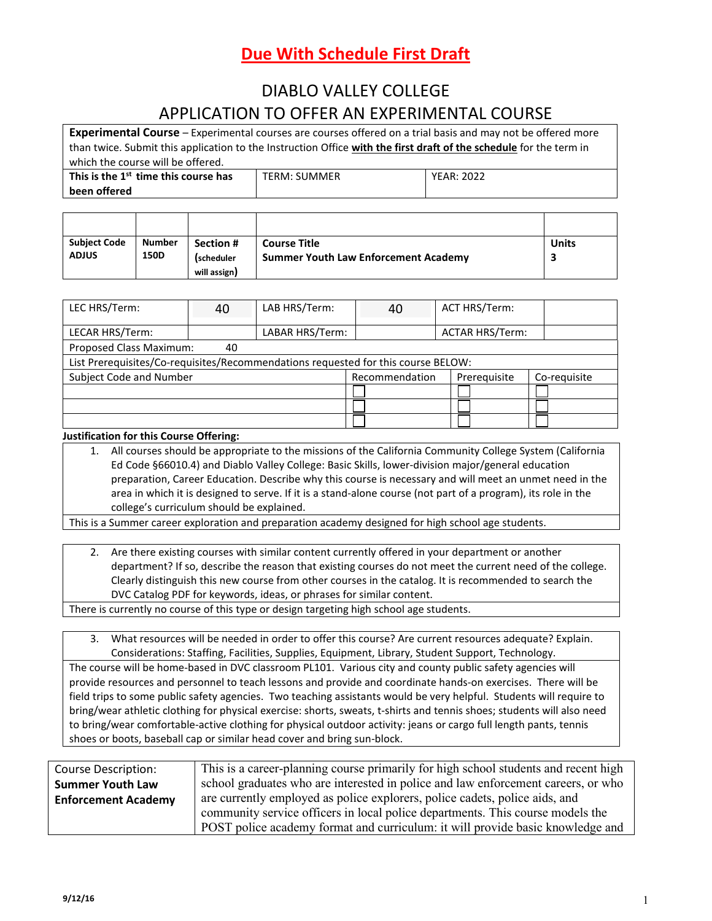**Due With Schedule First Draft**

# DIABLO VALLEY COLLEGE

## APPLICATION TO OFFER AN EXPERIMENTAL COURSE

| **Experimental Course** – Experimental courses are courses offered on a trial basis and may not be offered more than twice. Submit this application to the Instruction Office **with the first draft of the schedule** for the term in which the course will be offered. | | |
|---|---|---|
| **This is the 1st time this course has been offered** | TERM: SUMMER | YEAR: 2022 |

| Subject Code | Number | Section # | Course Title | Units |
|---|---|---|---|---|
| **ADJUS** | **150D** | (scheduler will assign) | **Summer Youth Law Enforcement Academy** | **3** |

| LEC HRS/Term: | 40 | LAB HRS/Term: | 40 | ACT HRS/Term: | |
|---|---|---|---|---|---|
| LECAR HRS/Term: | | LABAR HRS/Term: | | ACTAR HRS/Term: | |
| Proposed Class Maximum: | 40 | | | | |

List Prerequisites/Co-requisites/Recommendations requested for this course BELOW:

| Subject Code and Number | Recommendation | Prerequisite | Co-requisite |
|---|---|---|---|
| | ☐ | ☐ | ☐ |
| | ☐ | ☐ | ☐ |
| | ☐ | ☐ | ☐ |

**Justification for this Course Offering:**

1. All courses should be appropriate to the missions of the California Community College System (California Ed Code §66010.4) and Diablo Valley College: Basic Skills, lower-division major/general education preparation, Career Education. Describe why this course is necessary and will meet an unmet need in the area in which it is designed to serve. If it is a stand-alone course (not part of a program), its role in the college's curriculum should be explained.

This is a Summer career exploration and preparation academy designed for high school age students.

2. Are there existing courses with similar content currently offered in your department or another department? If so, describe the reason that existing courses do not meet the current need of the college. Clearly distinguish this new course from other courses in the catalog. It is recommended to search the DVC Catalog PDF for keywords, ideas, or phrases for similar content.

There is currently no course of this type or design targeting high school age students.

3. What resources will be needed in order to offer this course? Are current resources adequate? Explain. Considerations: Staffing, Facilities, Supplies, Equipment, Library, Student Support, Technology.

The course will be home-based in DVC classroom PL101. Various city and county public safety agencies will provide resources and personnel to teach lessons and provide and coordinate hands-on exercises. There will be field trips to some public safety agencies. Two teaching assistants would be very helpful. Students will require to bring/wear athletic clothing for physical exercise: shorts, sweats, t-shirts and tennis shoes; students will also need to bring/wear comfortable-active clothing for physical outdoor activity: jeans or cargo full length pants, tennis shoes or boots, baseball cap or similar head cover and bring sun-block.

| Course Description: **Summer Youth Law Enforcement Academy** | This is a career-planning course primarily for high school students and recent high school graduates who are interested in police and law enforcement careers, or who are currently employed as police explorers, police cadets, police aids, and community service officers in local police departments. This course models the POST police academy format and curriculum: it will provide basic knowledge and |
|---|---|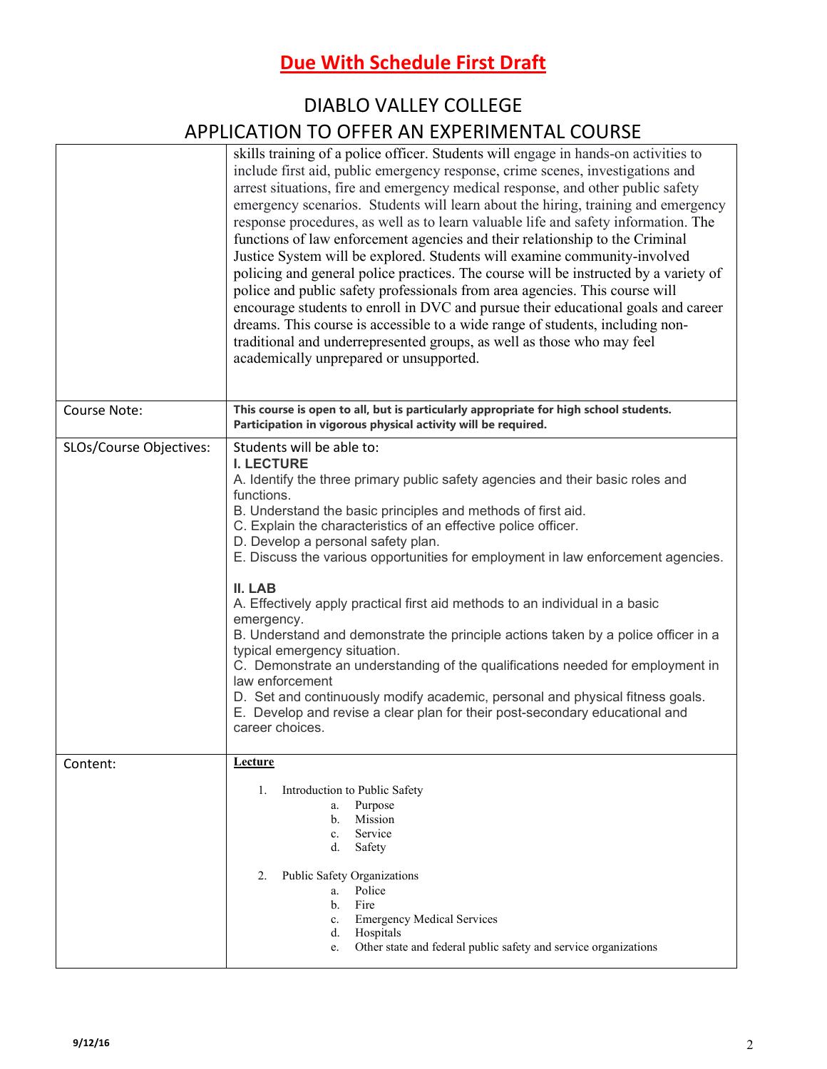**Due With Schedule First Draft**

DIABLO VALLEY COLLEGE

APPLICATION TO OFFER AN EXPERIMENTAL COURSE

| | |
|---|---|
| | skills training of a police officer. Students will engage in hands-on activities to include first aid, public emergency response, crime scenes, investigations and arrest situations, fire and emergency medical response, and other public safety emergency scenarios. Students will learn about the hiring, training and emergency response procedures, as well as to learn valuable life and safety information. The functions of law enforcement agencies and their relationship to the Criminal Justice System will be explored. Students will examine community-involved policing and general police practices. The course will be instructed by a variety of police and public safety professionals from area agencies. This course will encourage students to enroll in DVC and pursue their educational goals and career dreams. This course is accessible to a wide range of students, including non-traditional and underrepresented groups, as well as those who may feel academically unprepared or unsupported. |
| Course Note: | **This course is open to all, but is particularly appropriate for high school students. Participation in vigorous physical activity will be required.** |
| SLOs/Course Objectives: | Students will be able to:<br>**I. LECTURE**<br>A. Identify the three primary public safety agencies and their basic roles and functions.<br>B. Understand the basic principles and methods of first aid.<br>C. Explain the characteristics of an effective police officer.<br>D. Develop a personal safety plan.<br>E. Discuss the various opportunities for employment in law enforcement agencies.<br><br>**II. LAB**<br>A. Effectively apply practical first aid methods to an individual in a basic emergency.<br>B. Understand and demonstrate the principle actions taken by a police officer in a typical emergency situation.<br>C. Demonstrate an understanding of the qualifications needed for employment in law enforcement<br>D. Set and continuously modify academic, personal and physical fitness goals.<br>E. Develop and revise a clear plan for their post-secondary educational and career choices. |
| Content: | **Lecture**<br><br>1. Introduction to Public Safety<br>a. Purpose<br>b. Mission<br>c. Service<br>d. Safety<br><br>2. Public Safety Organizations<br>a. Police<br>b. Fire<br>c. Emergency Medical Services<br>d. Hospitals<br>e. Other state and federal public safety and service organizations |

9/12/16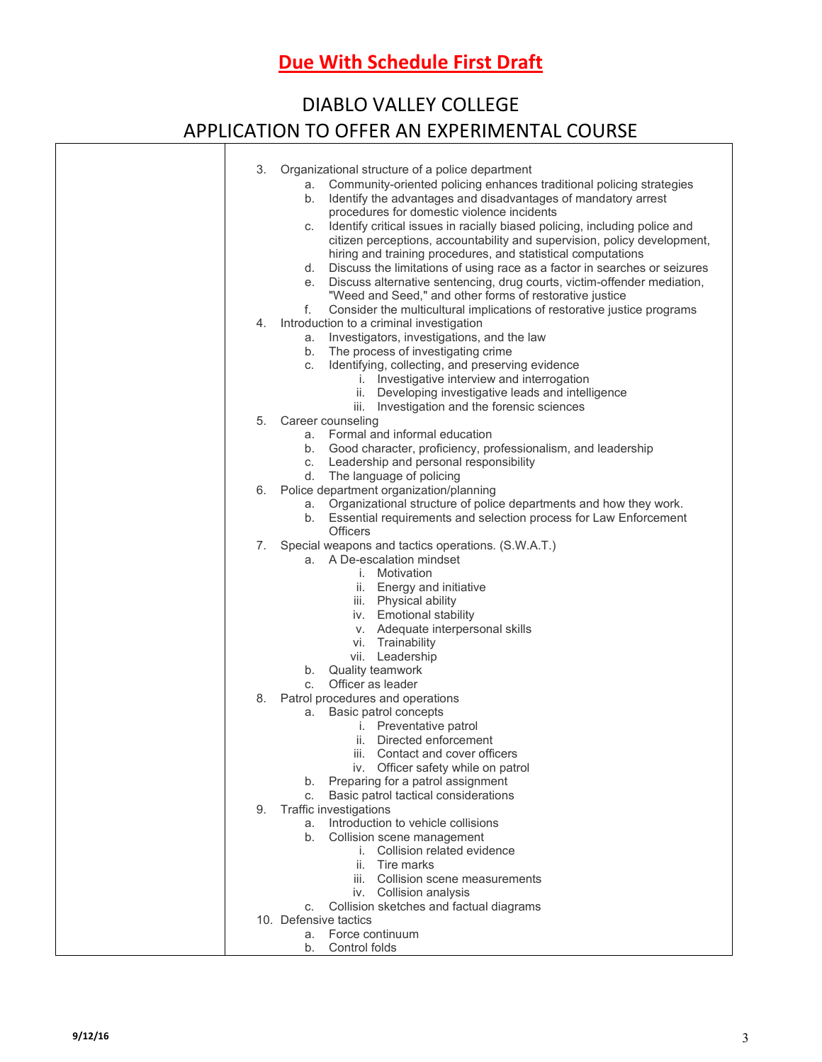## Due With Schedule First Draft

# DIABLO VALLEY COLLEGE

## APPLICATION TO OFFER AN EXPERIMENTAL COURSE

3. Organizational structure of a police department
    a. Community-oriented policing enhances traditional policing strategies
    b. Identify the advantages and disadvantages of mandatory arrest procedures for domestic violence incidents
    c. Identify critical issues in racially biased policing, including police and citizen perceptions, accountability and supervision, policy development, hiring and training procedures, and statistical computations
    d. Discuss the limitations of using race as a factor in searches or seizures
    e. Discuss alternative sentencing, drug courts, victim-offender mediation, "Weed and Seed," and other forms of restorative justice
    f. Consider the multicultural implications of restorative justice programs
4. Introduction to a criminal investigation
    a. Investigators, investigations, and the law
    b. The process of investigating crime
    c. Identifying, collecting, and preserving evidence
        i. Investigative interview and interrogation
        ii. Developing investigative leads and intelligence
        iii. Investigation and the forensic sciences
5. Career counseling
    a. Formal and informal education
    b. Good character, proficiency, professionalism, and leadership
    c. Leadership and personal responsibility
    d. The language of policing
6. Police department organization/planning
    a. Organizational structure of police departments and how they work.
    b. Essential requirements and selection process for Law Enforcement Officers
7. Special weapons and tactics operations. (S.W.A.T.)
    a. A De-escalation mindset
        i. Motivation
        ii. Energy and initiative
        iii. Physical ability
        iv. Emotional stability
        v. Adequate interpersonal skills
        vi. Trainability
        vii. Leadership
    b. Quality teamwork
    c. Officer as leader
8. Patrol procedures and operations
    a. Basic patrol concepts
        i. Preventative patrol
        ii. Directed enforcement
        iii. Contact and cover officers
        iv. Officer safety while on patrol
    b. Preparing for a patrol assignment
    c. Basic patrol tactical considerations
9. Traffic investigations
    a. Introduction to vehicle collisions
    b. Collision scene management
        i. Collision related evidence
        ii. Tire marks
        iii. Collision scene measurements
        iv. Collision analysis
    c. Collision sketches and factual diagrams
10. Defensive tactics
    a. Force continuum
    b. Control folds

9/12/16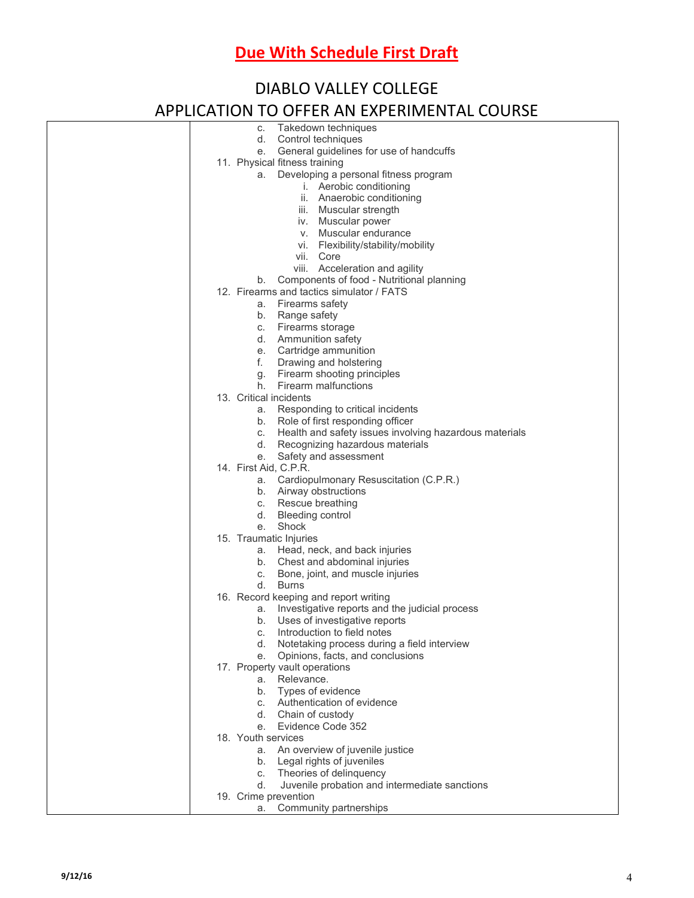**Due With Schedule First Draft**

DIABLO VALLEY COLLEGE

APPLICATION TO OFFER AN EXPERIMENTAL COURSE

c. Takedown techniques
d. Control techniques
e. General guidelines for use of handcuffs

11. Physical fitness training
    a. Developing a personal fitness program
        i. Aerobic conditioning
        ii. Anaerobic conditioning
        iii. Muscular strength
        iv. Muscular power
        v. Muscular endurance
        vi. Flexibility/stability/mobility
        vii. Core
        viii. Acceleration and agility
    b. Components of food - Nutritional planning
12. Firearms and tactics simulator / FATS
    a. Firearms safety
    b. Range safety
    c. Firearms storage
    d. Ammunition safety
    e. Cartridge ammunition
    f. Drawing and holstering
    g. Firearm shooting principles
    h. Firearm malfunctions
13. Critical incidents
    a. Responding to critical incidents
    b. Role of first responding officer
    c. Health and safety issues involving hazardous materials
    d. Recognizing hazardous materials
    e. Safety and assessment
14. First Aid, C.P.R.
    a. Cardiopulmonary Resuscitation (C.P.R.)
    b. Airway obstructions
    c. Rescue breathing
    d. Bleeding control
    e. Shock
15. Traumatic Injuries
    a. Head, neck, and back injuries
    b. Chest and abdominal injuries
    c. Bone, joint, and muscle injuries
    d. Burns
16. Record keeping and report writing
    a. Investigative reports and the judicial process
    b. Uses of investigative reports
    c. Introduction to field notes
    d. Notetaking process during a field interview
    e. Opinions, facts, and conclusions
17. Property vault operations
    a. Relevance.
    b. Types of evidence
    c. Authentication of evidence
    d. Chain of custody
    e. Evidence Code 352
18. Youth services
    a. An overview of juvenile justice
    b. Legal rights of juveniles
    c. Theories of delinquency
    d. Juvenile probation and intermediate sanctions
19. Crime prevention
    a. Community partnerships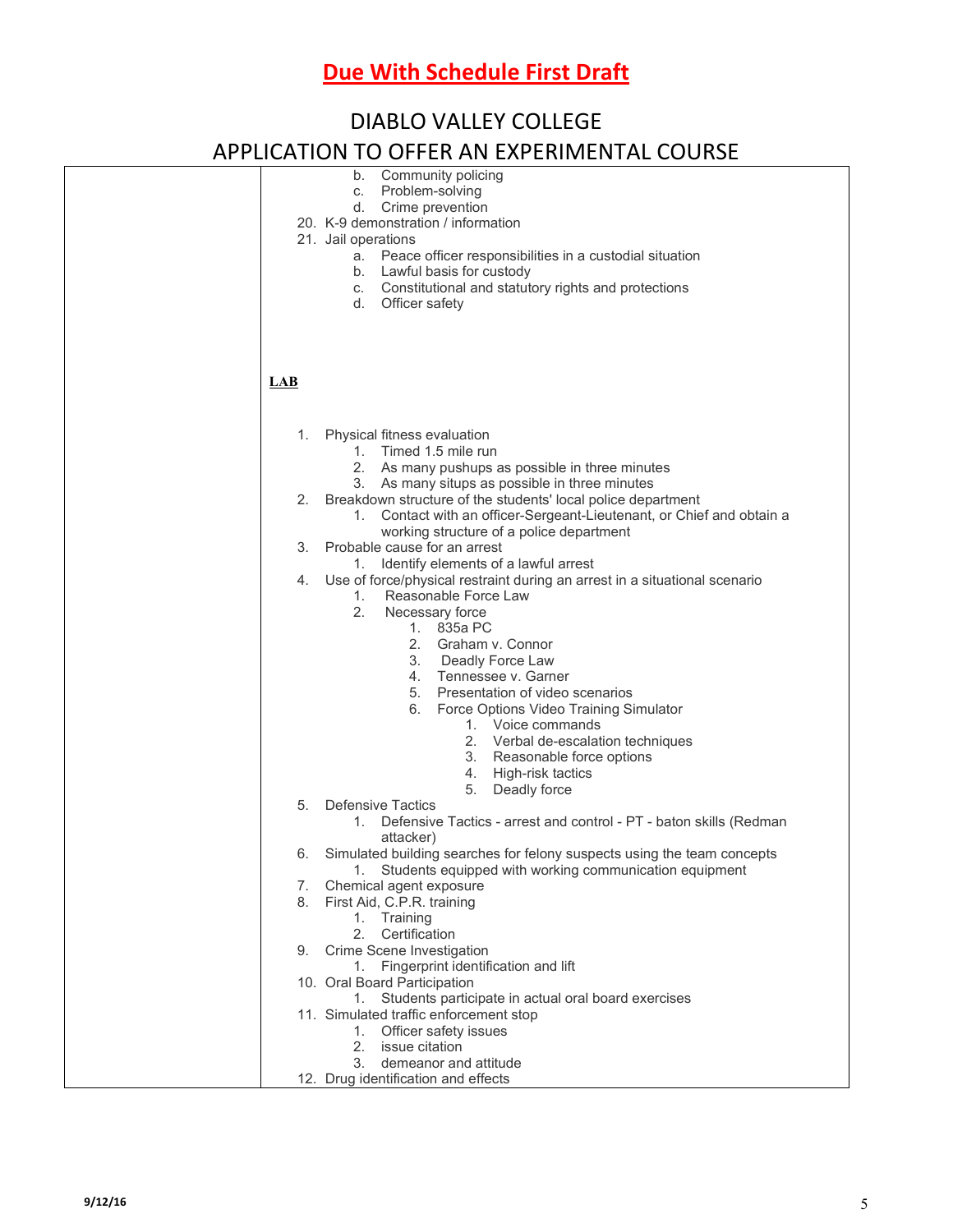**Due With Schedule First Draft**

DIABLO VALLEY COLLEGE

APPLICATION TO OFFER AN EXPERIMENTAL COURSE

- b. Community policing
- c. Problem-solving
- d. Crime prevention

20. K-9 demonstration / information
21. Jail operations
    - a. Peace officer responsibilities in a custodial situation
    - b. Lawful basis for custody
    - c. Constitutional and statutory rights and protections
    - d. Officer safety

**LAB**

1. Physical fitness evaluation
    1. Timed 1.5 mile run
    2. As many pushups as possible in three minutes
    3. As many situps as possible in three minutes
2. Breakdown structure of the students' local police department
    1. Contact with an officer-Sergeant-Lieutenant, or Chief and obtain a working structure of a police department
3. Probable cause for an arrest
    1. Identify elements of a lawful arrest
4. Use of force/physical restraint during an arrest in a situational scenario
    1. Reasonable Force Law
    2. Necessary force
        1. 835a PC
        2. Graham v. Connor
        3. Deadly Force Law
        4. Tennessee v. Garner
        5. Presentation of video scenarios
        6. Force Options Video Training Simulator
            1. Voice commands
            2. Verbal de-escalation techniques
            3. Reasonable force options
            4. High-risk tactics
            5. Deadly force
5. Defensive Tactics
    1. Defensive Tactics - arrest and control - PT - baton skills (Redman attacker)
6. Simulated building searches for felony suspects using the team concepts
    1. Students equipped with working communication equipment
7. Chemical agent exposure
8. First Aid, C.P.R. training
    1. Training
    2. Certification
9. Crime Scene Investigation
    1. Fingerprint identification and lift
10. Oral Board Participation
    1. Students participate in actual oral board exercises
11. Simulated traffic enforcement stop
    1. Officer safety issues
    2. issue citation
    3. demeanor and attitude
12. Drug identification and effects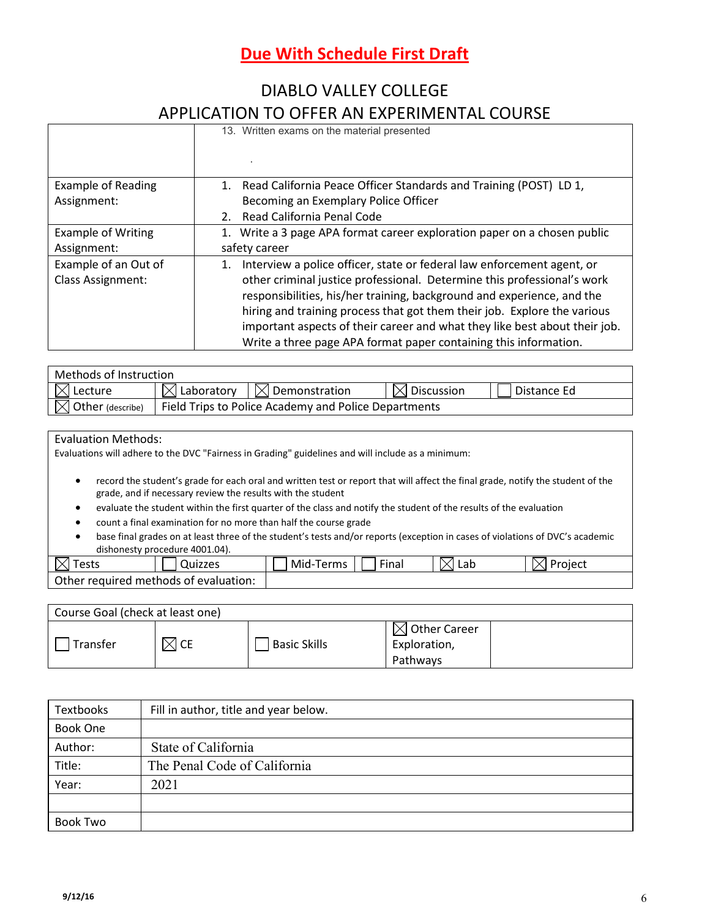**Due With Schedule First Draft**

# DIABLO VALLEY COLLEGE
## APPLICATION TO OFFER AN EXPERIMENTAL COURSE

| | |
|---|---|
| | 13. Written exams on the material presented<br><br>. |
| Example of Reading Assignment: | 1. Read California Peace Officer Standards and Training (POST) LD 1, Becoming an Exemplary Police Officer<br>2. Read California Penal Code |
| Example of Writing Assignment: | 1. Write a 3 page APA format career exploration paper on a chosen public safety career |
| Example of an Out of Class Assignment: | 1. Interview a police officer, state or federal law enforcement agent, or other criminal justice professional. Determine this professional's work responsibilities, his/her training, background and experience, and the hiring and training process that got them their job. Explore the various important aspects of their career and what they like best about their job. Write a three page APA format paper containing this information. |

| Methods of Instruction | | | | |
|---|---|---|---|---|
| ☒ Lecture | ☒ Laboratory | ☒ Demonstration | ☒ Discussion | ☐ Distance Ed |
| ☒ Other (describe) | Field Trips to Police Academy and Police Departments | | | |

**Evaluation Methods:**

Evaluations will adhere to the DVC "Fairness in Grading" guidelines and will include as a minimum:

- record the student's grade for each oral and written test or report that will affect the final grade, notify the student of the grade, and if necessary review the results with the student
- evaluate the student within the first quarter of the class and notify the student of the results of the evaluation
- count a final examination for no more than half the course grade
- base final grades on at least three of the student's tests and/or reports (exception in cases of violations of DVC's academic dishonesty procedure 4001.04).

| ☒ Tests | ☐ Quizzes | ☐ Mid-Terms | ☐ Final | ☒ Lab | ☒ Project |
|---|---|---|---|---|---|
| Other required methods of evaluation: | | | | | |

| Course Goal (check at least one) | | | | |
|---|---|---|---|---|
| ☐ Transfer | ☒ CE | ☐ Basic Skills | ☒ Other Career Exploration, Pathways | |

| Textbooks | Fill in author, title and year below. |
|---|---|
| Book One | |
| Author: | State of California |
| Title: | The Penal Code of California |
| Year: | 2021 |
| | |
| Book Two | |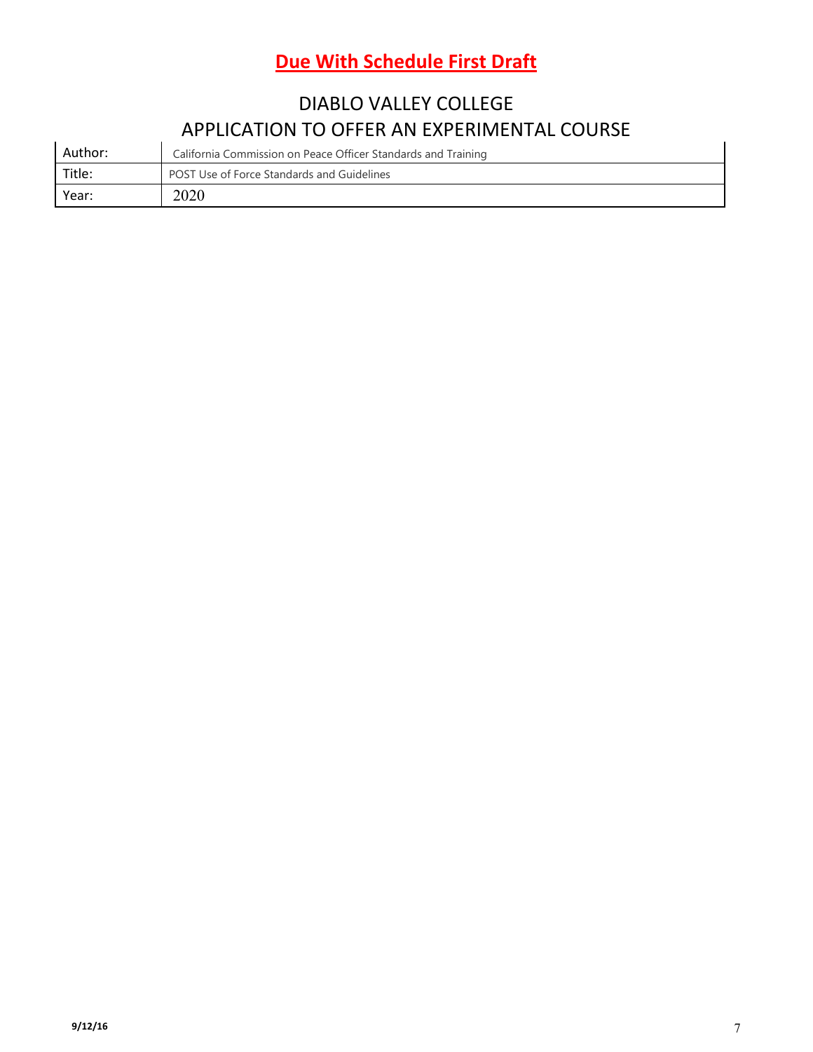**Due With Schedule First Draft**

## DIABLO VALLEY COLLEGE

## APPLICATION TO OFFER AN EXPERIMENTAL COURSE

| Author: | California Commission on Peace Officer Standards and Training |
| --- | --- |
| Title: | POST Use of Force Standards and Guidelines |
| Year: | 2020 |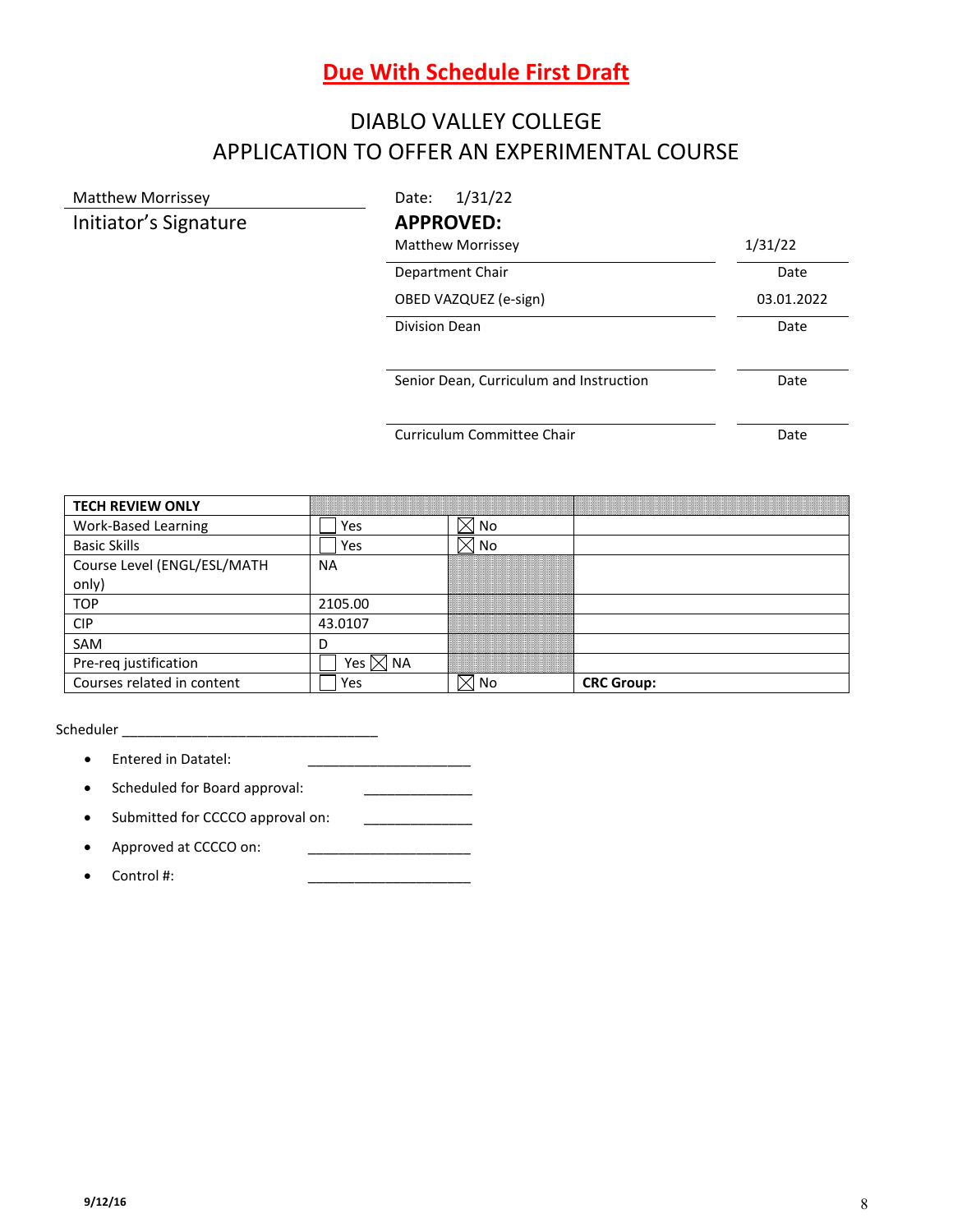**Due With Schedule First Draft**

# DIABLO VALLEY COLLEGE
# APPLICATION TO OFFER AN EXPERIMENTAL COURSE

Matthew Morrissey
Initiator's Signature

Date: 1/31/22

**APPROVED:**

| | |
|---|---|
| Matthew Morrissey | 1/31/22 |
| Department Chair | Date |
| OBED VAZQUEZ (e-sign) | 03.01.2022 |
| Division Dean | Date |
| | |
| Senior Dean, Curriculum and Instruction | Date |
| | |
| Curriculum Committee Chair | Date |

| **TECH REVIEW ONLY** | | | |
|---|---|---|---|
| Work-Based Learning | ☐ Yes | ☒ No | |
| Basic Skills | ☐ Yes | ☒ No | |
| Course Level (ENGL/ESL/MATH only) | NA | | |
| TOP | 2105.00 | | |
| CIP | 43.0107 | | |
| SAM | D | | |
| Pre-req justification | ☐ Yes ☒ NA | | |
| Courses related in content | ☐ Yes | ☒ No | **CRC Group:** |

Scheduler ___________________________________

- Entered in Datatel: ______________________
- Scheduled for Board approval: ______________
- Submitted for CCCCO approval on: ______________
- Approved at CCCCO on: ______________________
- Control #: ______________________

9/12/16